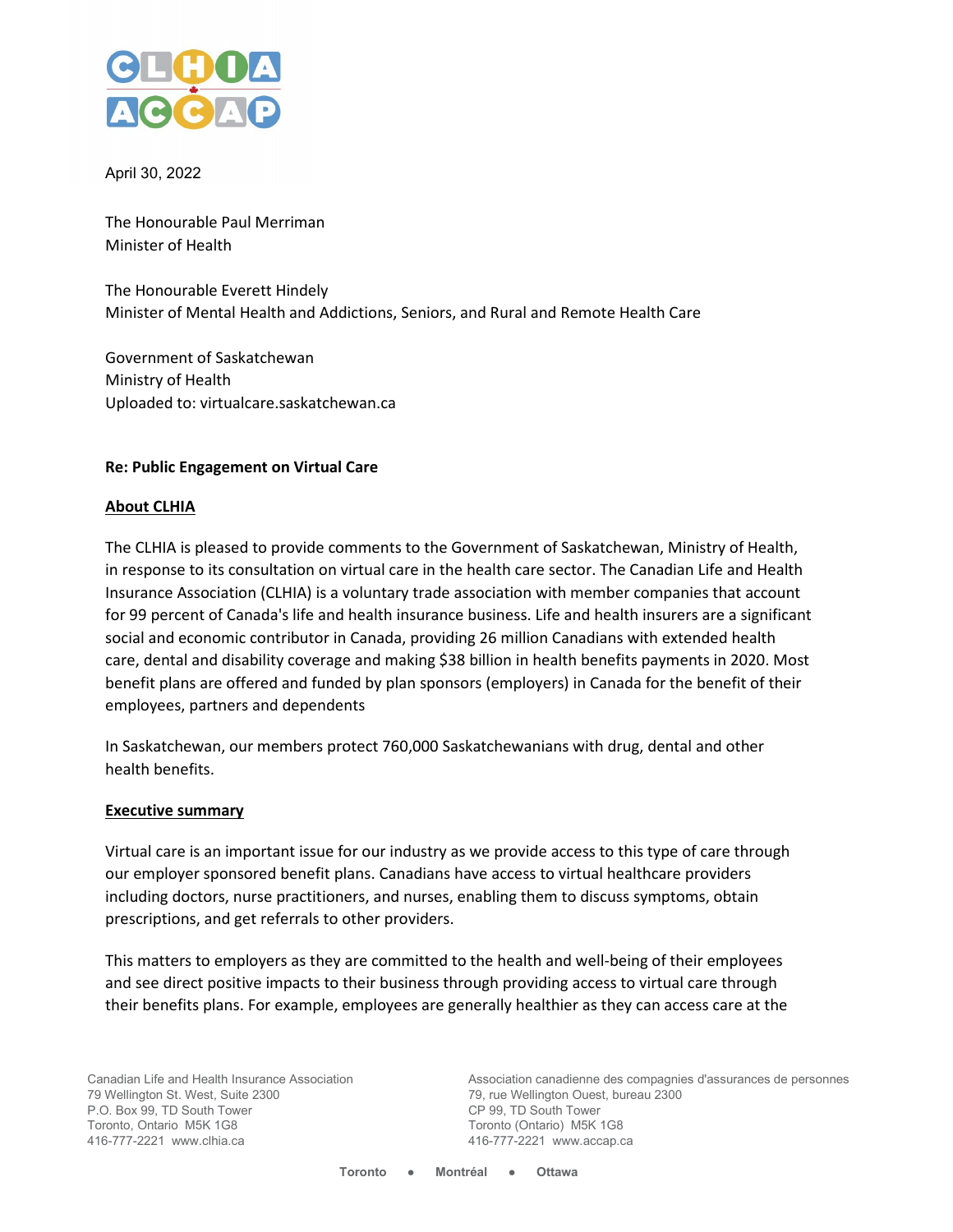April 30, 2022

The Honourable Paul Merriman
Minister of Health

The Honourable Everett Hindely
Minister of Mental Health and Addictions, Seniors, and Rural and Remote Health Care

Government of Saskatchewan
Ministry of Health
Uploaded to: virtualcare.saskatchewan.ca

**Re: Public Engagement on Virtual Care**

**About CLHIA**

The CLHIA is pleased to provide comments to the Government of Saskatchewan, Ministry of Health, in response to its consultation on virtual care in the health care sector. The Canadian Life and Health Insurance Association (CLHIA) is a voluntary trade association with member companies that account for 99 percent of Canada's life and health insurance business. Life and health insurers are a significant social and economic contributor in Canada, providing 26 million Canadians with extended health care, dental and disability coverage and making $38 billion in health benefits payments in 2020. Most benefit plans are offered and funded by plan sponsors (employers) in Canada for the benefit of their employees, partners and dependents

In Saskatchewan, our members protect 760,000 Saskatchewanians with drug, dental and other health benefits.

**Executive summary**

Virtual care is an important issue for our industry as we provide access to this type of care through our employer sponsored benefit plans. Canadians have access to virtual healthcare providers including doctors, nurse practitioners, and nurses, enabling them to discuss symptoms, obtain prescriptions, and get referrals to other providers.

This matters to employers as they are committed to the health and well-being of their employees and see direct positive impacts to their business through providing access to virtual care through their benefits plans. For example, employees are generally healthier as they can access care at the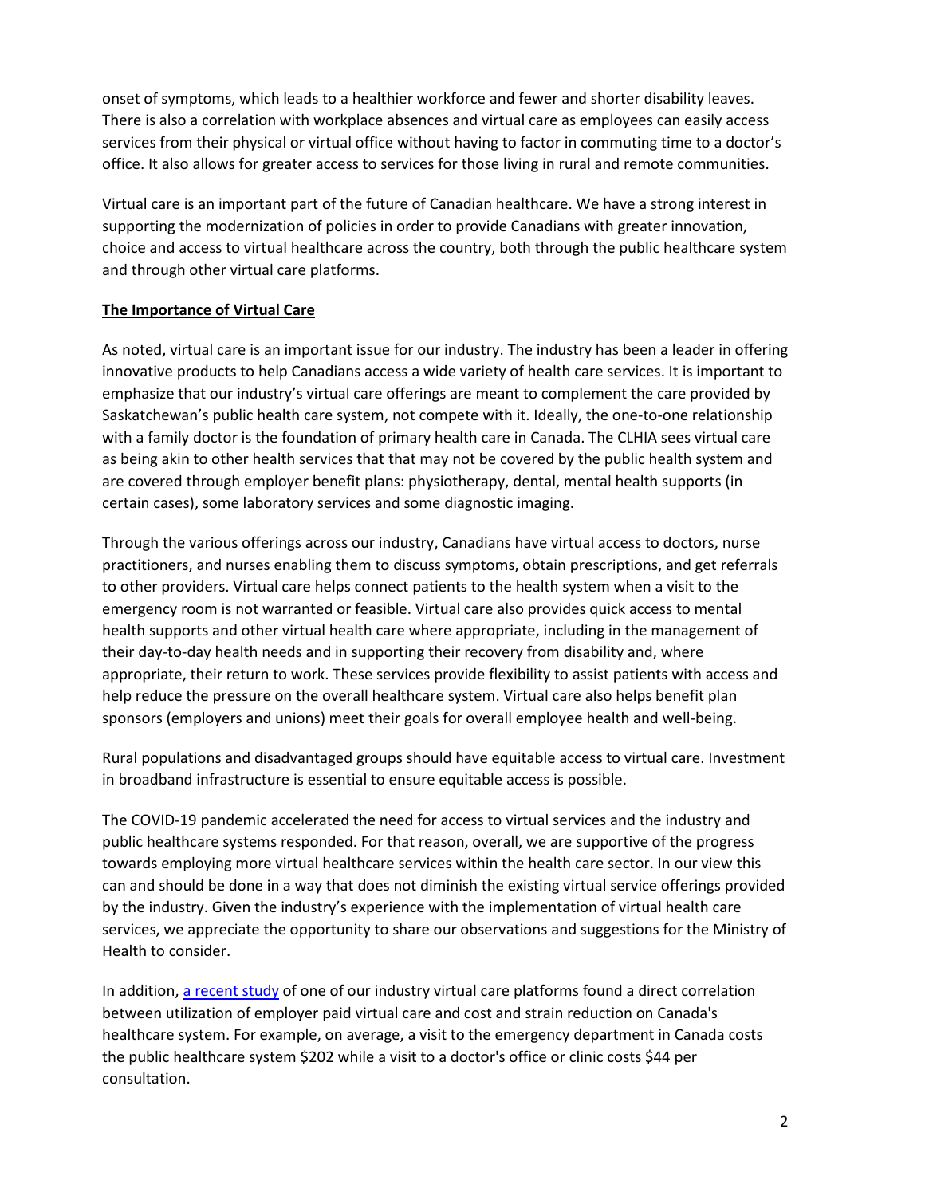onset of symptoms, which leads to a healthier workforce and fewer and shorter disability leaves. There is also a correlation with workplace absences and virtual care as employees can easily access services from their physical or virtual office without having to factor in commuting time to a doctor's office. It also allows for greater access to services for those living in rural and remote communities.

Virtual care is an important part of the future of Canadian healthcare. We have a strong interest in supporting the modernization of policies in order to provide Canadians with greater innovation, choice and access to virtual healthcare across the country, both through the public healthcare system and through other virtual care platforms.

## The Importance of Virtual Care

As noted, virtual care is an important issue for our industry. The industry has been a leader in offering innovative products to help Canadians access a wide variety of health care services. It is important to emphasize that our industry's virtual care offerings are meant to complement the care provided by Saskatchewan's public health care system, not compete with it. Ideally, the one-to-one relationship with a family doctor is the foundation of primary health care in Canada. The CLHIA sees virtual care as being akin to other health services that that may not be covered by the public health system and are covered through employer benefit plans: physiotherapy, dental, mental health supports (in certain cases), some laboratory services and some diagnostic imaging.

Through the various offerings across our industry, Canadians have virtual access to doctors, nurse practitioners, and nurses enabling them to discuss symptoms, obtain prescriptions, and get referrals to other providers. Virtual care helps connect patients to the health system when a visit to the emergency room is not warranted or feasible. Virtual care also provides quick access to mental health supports and other virtual health care where appropriate, including in the management of their day-to-day health needs and in supporting their recovery from disability and, where appropriate, their return to work. These services provide flexibility to assist patients with access and help reduce the pressure on the overall healthcare system. Virtual care also helps benefit plan sponsors (employers and unions) meet their goals for overall employee health and well-being.

Rural populations and disadvantaged groups should have equitable access to virtual care. Investment in broadband infrastructure is essential to ensure equitable access is possible.

The COVID-19 pandemic accelerated the need for access to virtual services and the industry and public healthcare systems responded. For that reason, overall, we are supportive of the progress towards employing more virtual healthcare services within the health care sector. In our view this can and should be done in a way that does not diminish the existing virtual service offerings provided by the industry. Given the industry's experience with the implementation of virtual health care services, we appreciate the opportunity to share our observations and suggestions for the Ministry of Health to consider.

In addition, a recent study of one of our industry virtual care platforms found a direct correlation between utilization of employer paid virtual care and cost and strain reduction on Canada's healthcare system. For example, on average, a visit to the emergency department in Canada costs the public healthcare system $202 while a visit to a doctor's office or clinic costs $44 per consultation.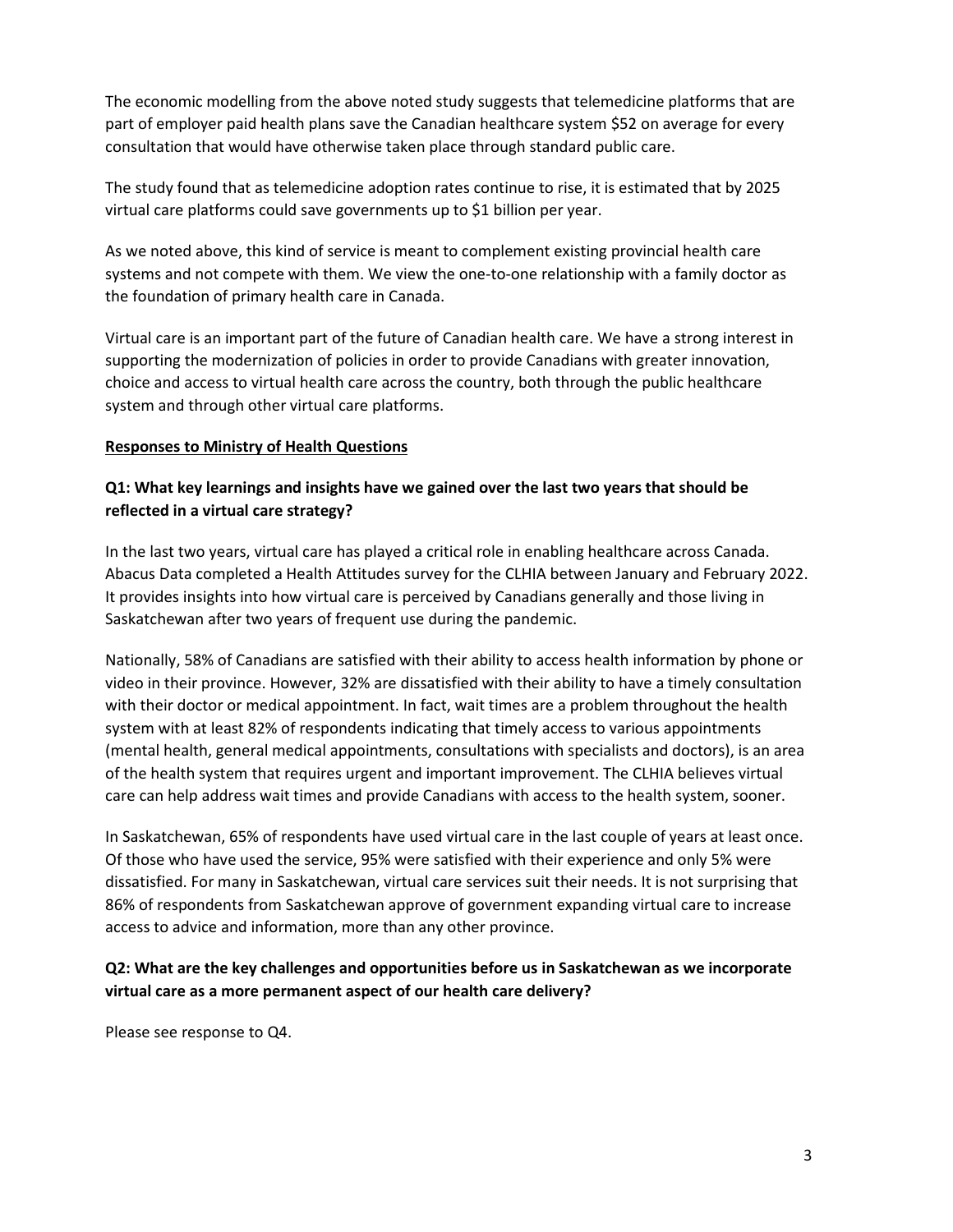The economic modelling from the above noted study suggests that telemedicine platforms that are part of employer paid health plans save the Canadian healthcare system $52 on average for every consultation that would have otherwise taken place through standard public care.

The study found that as telemedicine adoption rates continue to rise, it is estimated that by 2025 virtual care platforms could save governments up to $1 billion per year.

As we noted above, this kind of service is meant to complement existing provincial health care systems and not compete with them. We view the one-to-one relationship with a family doctor as the foundation of primary health care in Canada.

Virtual care is an important part of the future of Canadian health care. We have a strong interest in supporting the modernization of policies in order to provide Canadians with greater innovation, choice and access to virtual health care across the country, both through the public healthcare system and through other virtual care platforms.

<u>**Responses to Ministry of Health Questions**</u>

**Q1: What key learnings and insights have we gained over the last two years that should be reflected in a virtual care strategy?**

In the last two years, virtual care has played a critical role in enabling healthcare across Canada. Abacus Data completed a Health Attitudes survey for the CLHIA between January and February 2022. It provides insights into how virtual care is perceived by Canadians generally and those living in Saskatchewan after two years of frequent use during the pandemic.

Nationally, 58% of Canadians are satisfied with their ability to access health information by phone or video in their province. However, 32% are dissatisfied with their ability to have a timely consultation with their doctor or medical appointment. In fact, wait times are a problem throughout the health system with at least 82% of respondents indicating that timely access to various appointments (mental health, general medical appointments, consultations with specialists and doctors), is an area of the health system that requires urgent and important improvement. The CLHIA believes virtual care can help address wait times and provide Canadians with access to the health system, sooner.

In Saskatchewan, 65% of respondents have used virtual care in the last couple of years at least once. Of those who have used the service, 95% were satisfied with their experience and only 5% were dissatisfied. For many in Saskatchewan, virtual care services suit their needs. It is not surprising that 86% of respondents from Saskatchewan approve of government expanding virtual care to increase access to advice and information, more than any other province.

**Q2: What are the key challenges and opportunities before us in Saskatchewan as we incorporate virtual care as a more permanent aspect of our health care delivery?**

Please see response to Q4.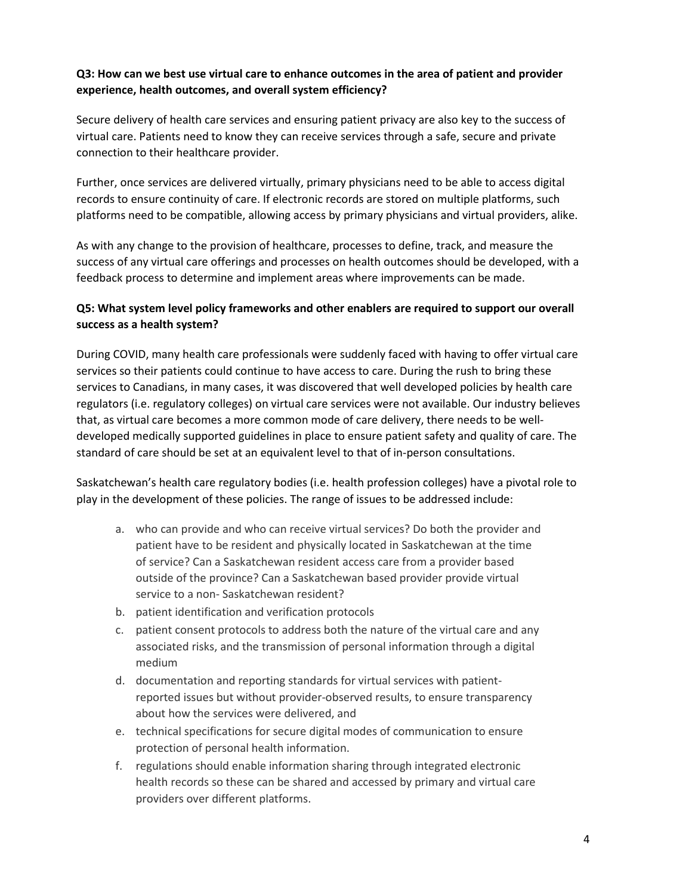**Q3: How can we best use virtual care to enhance outcomes in the area of patient and provider experience, health outcomes, and overall system efficiency?**

Secure delivery of health care services and ensuring patient privacy are also key to the success of virtual care. Patients need to know they can receive services through a safe, secure and private connection to their healthcare provider.

Further, once services are delivered virtually, primary physicians need to be able to access digital records to ensure continuity of care. If electronic records are stored on multiple platforms, such platforms need to be compatible, allowing access by primary physicians and virtual providers, alike.

As with any change to the provision of healthcare, processes to define, track, and measure the success of any virtual care offerings and processes on health outcomes should be developed, with a feedback process to determine and implement areas where improvements can be made.

**Q5: What system level policy frameworks and other enablers are required to support our overall success as a health system?**

During COVID, many health care professionals were suddenly faced with having to offer virtual care services so their patients could continue to have access to care. During the rush to bring these services to Canadians, in many cases, it was discovered that well developed policies by health care regulators (i.e. regulatory colleges) on virtual care services were not available. Our industry believes that, as virtual care becomes a more common mode of care delivery, there needs to be well-developed medically supported guidelines in place to ensure patient safety and quality of care. The standard of care should be set at an equivalent level to that of in-person consultations.

Saskatchewan's health care regulatory bodies (i.e. health profession colleges) have a pivotal role to play in the development of these policies. The range of issues to be addressed include:

a. who can provide and who can receive virtual services? Do both the provider and patient have to be resident and physically located in Saskatchewan at the time of service? Can a Saskatchewan resident access care from a provider based outside of the province? Can a Saskatchewan based provider provide virtual service to a non- Saskatchewan resident?
b. patient identification and verification protocols
c. patient consent protocols to address both the nature of the virtual care and any associated risks, and the transmission of personal information through a digital medium
d. documentation and reporting standards for virtual services with patient-reported issues but without provider-observed results, to ensure transparency about how the services were delivered, and
e. technical specifications for secure digital modes of communication to ensure protection of personal health information.
f. regulations should enable information sharing through integrated electronic health records so these can be shared and accessed by primary and virtual care providers over different platforms.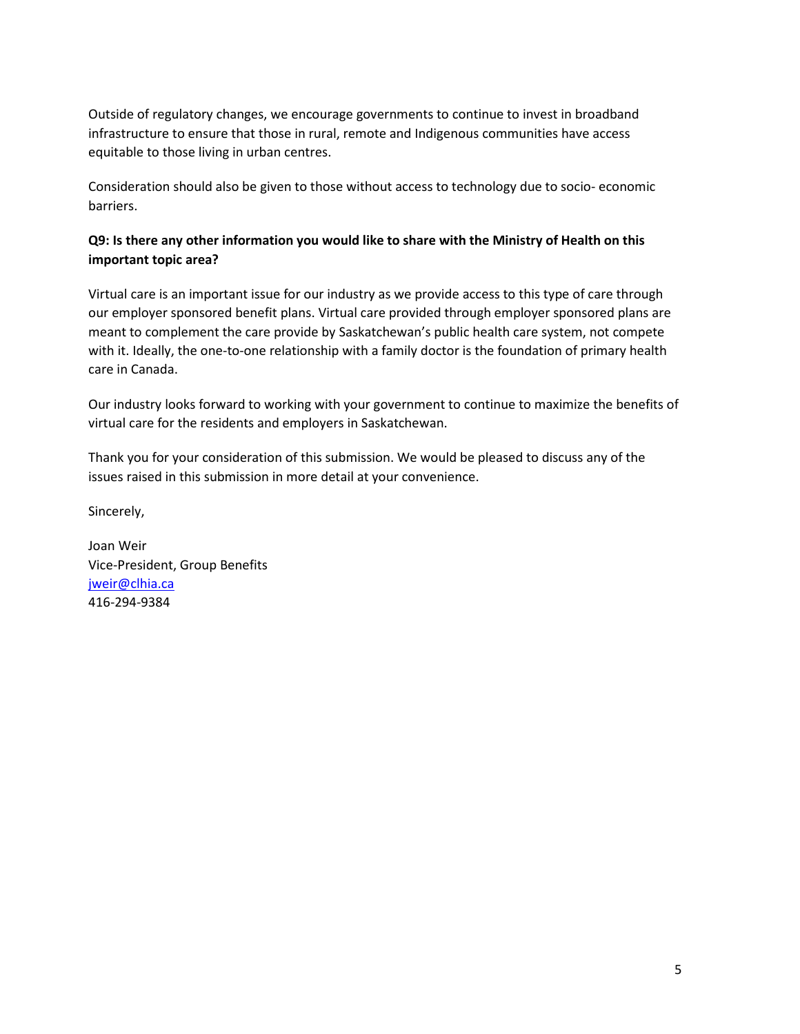Outside of regulatory changes, we encourage governments to continue to invest in broadband infrastructure to ensure that those in rural, remote and Indigenous communities have access equitable to those living in urban centres.

Consideration should also be given to those without access to technology due to socio- economic barriers.

**Q9: Is there any other information you would like to share with the Ministry of Health on this important topic area?**

Virtual care is an important issue for our industry as we provide access to this type of care through our employer sponsored benefit plans. Virtual care provided through employer sponsored plans are meant to complement the care provide by Saskatchewan's public health care system, not compete with it. Ideally, the one-to-one relationship with a family doctor is the foundation of primary health care in Canada.

Our industry looks forward to working with your government to continue to maximize the benefits of virtual care for the residents and employers in Saskatchewan.

Thank you for your consideration of this submission. We would be pleased to discuss any of the issues raised in this submission in more detail at your convenience.

Sincerely,

Joan Weir
Vice-President, Group Benefits
jweir@clhia.ca
416-294-9384